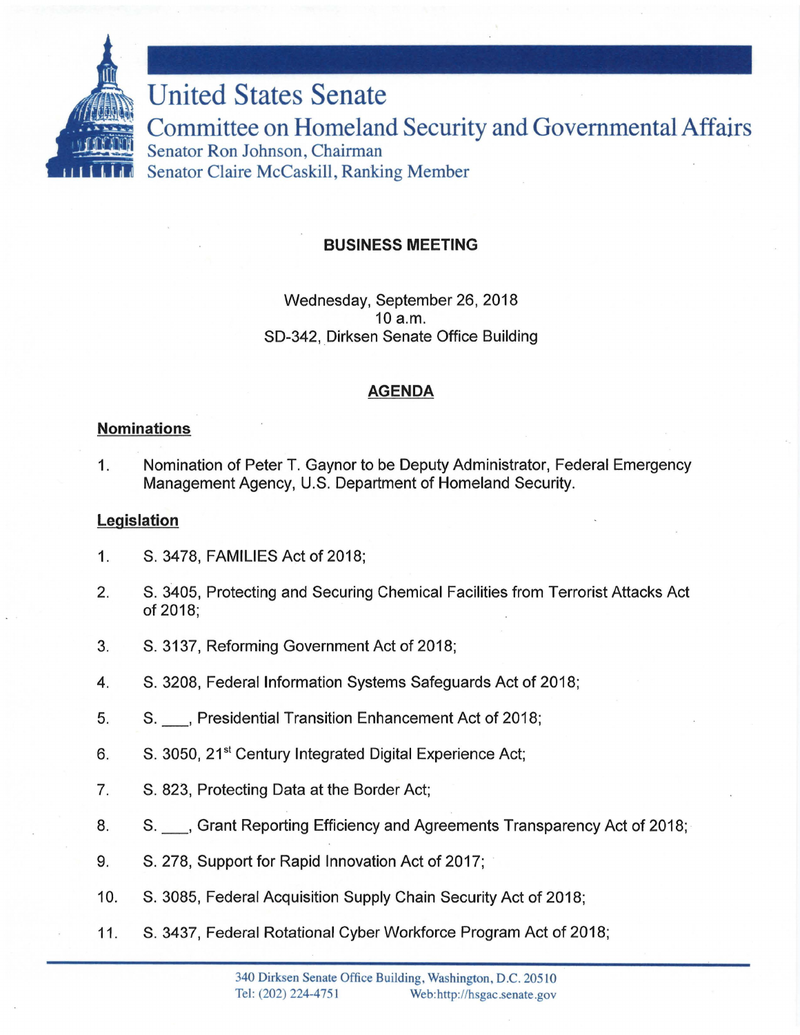# United States Senate

## Committee on Homeland Security and Governmental Affairs

Senator Ron Johnson, Chairman
Senator Claire McCaskill, Ranking Member

**BUSINESS MEETING**

Wednesday, September 26, 2018
10 a.m.
SD-342, Dirksen Senate Office Building

**AGENDA**

**Nominations**

1. Nomination of Peter T. Gaynor to be Deputy Administrator, Federal Emergency Management Agency, U.S. Department of Homeland Security.

**Legislation**

1. S. 3478, FAMILIES Act of 2018;
2. S. 3405, Protecting and Securing Chemical Facilities from Terrorist Attacks Act of 2018;
3. S. 3137, Reforming Government Act of 2018;
4. S. 3208, Federal Information Systems Safeguards Act of 2018;
5. S. \_\_\_, Presidential Transition Enhancement Act of 2018;
6. S. 3050, 21st Century Integrated Digital Experience Act;
7. S. 823, Protecting Data at the Border Act;
8. S. \_\_\_, Grant Reporting Efficiency and Agreements Transparency Act of 2018;
9. S. 278, Support for Rapid Innovation Act of 2017;
10. S. 3085, Federal Acquisition Supply Chain Security Act of 2018;
11. S. 3437, Federal Rotational Cyber Workforce Program Act of 2018;

340 Dirksen Senate Office Building, Washington, D.C. 20510
Tel: (202) 224-4751 Web:http://hsgac.senate.gov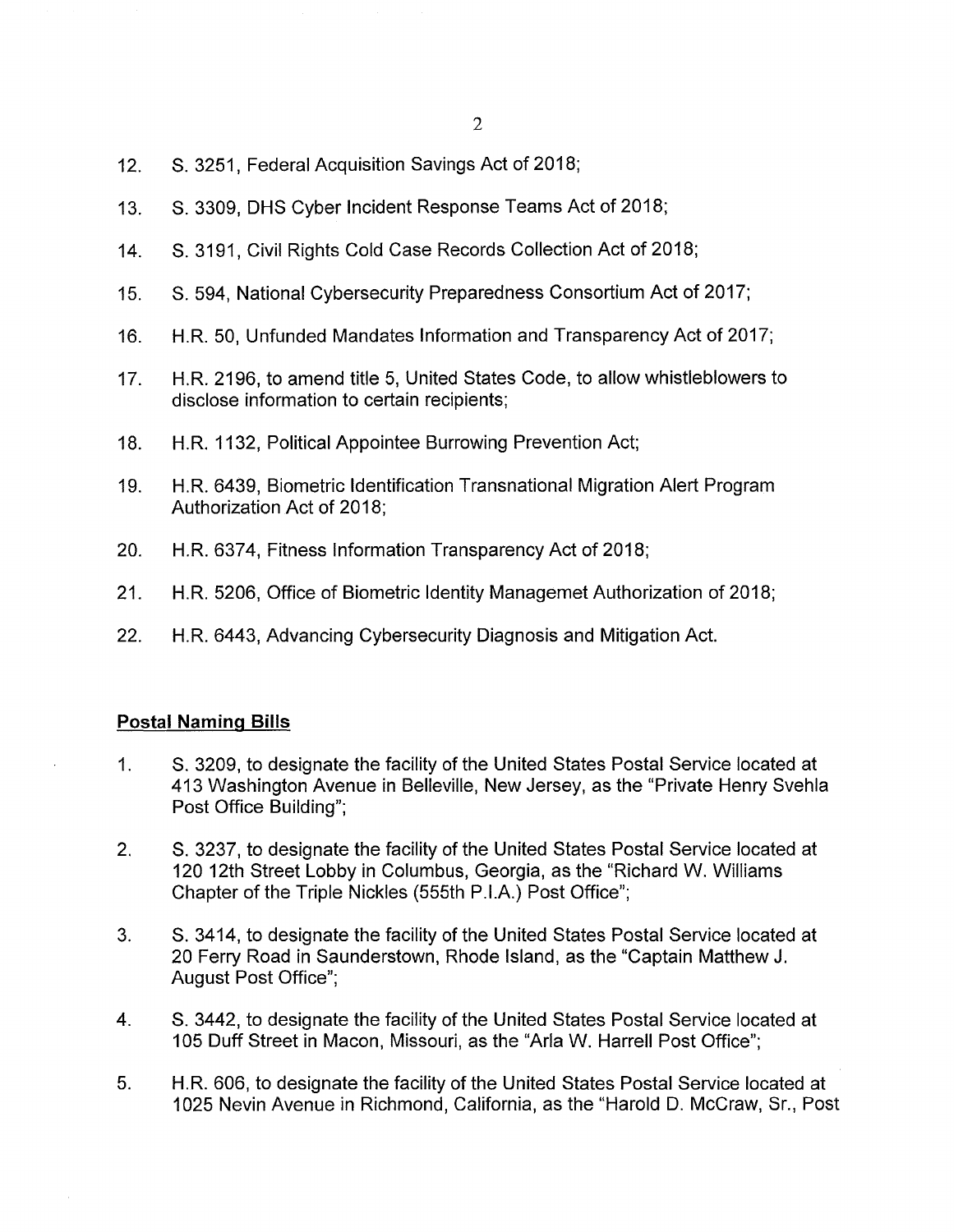12. S. 3251, Federal Acquisition Savings Act of 2018;

13. S. 3309, DHS Cyber Incident Response Teams Act of 2018;

14. S. 3191, Civil Rights Cold Case Records Collection Act of 2018;

15. S. 594, National Cybersecurity Preparedness Consortium Act of 2017;

16. H.R. 50, Unfunded Mandates Information and Transparency Act of 2017;

17. H.R. 2196, to amend title 5, United States Code, to allow whistleblowers to disclose information to certain recipients;

18. H.R. 1132, Political Appointee Burrowing Prevention Act;

19. H.R. 6439, Biometric Identification Transnational Migration Alert Program Authorization Act of 2018;

20. H.R. 6374, Fitness Information Transparency Act of 2018;

21. H.R. 5206, Office of Biometric Identity Managemet Authorization of 2018;

22. H.R. 6443, Advancing Cybersecurity Diagnosis and Mitigation Act.

**<u>Postal Naming Bills</u>**

1. S. 3209, to designate the facility of the United States Postal Service located at 413 Washington Avenue in Belleville, New Jersey, as the "Private Henry Svehla Post Office Building";

2. S. 3237, to designate the facility of the United States Postal Service located at 120 12th Street Lobby in Columbus, Georgia, as the "Richard W. Williams Chapter of the Triple Nickles (555th P.I.A.) Post Office";

3. S. 3414, to designate the facility of the United States Postal Service located at 20 Ferry Road in Saunderstown, Rhode Island, as the "Captain Matthew J. August Post Office";

4. S. 3442, to designate the facility of the United States Postal Service located at 105 Duff Street in Macon, Missouri, as the "Arla W. Harrell Post Office";

5. H.R. 606, to designate the facility of the United States Postal Service located at 1025 Nevin Avenue in Richmond, California, as the "Harold D. McCraw, Sr., Post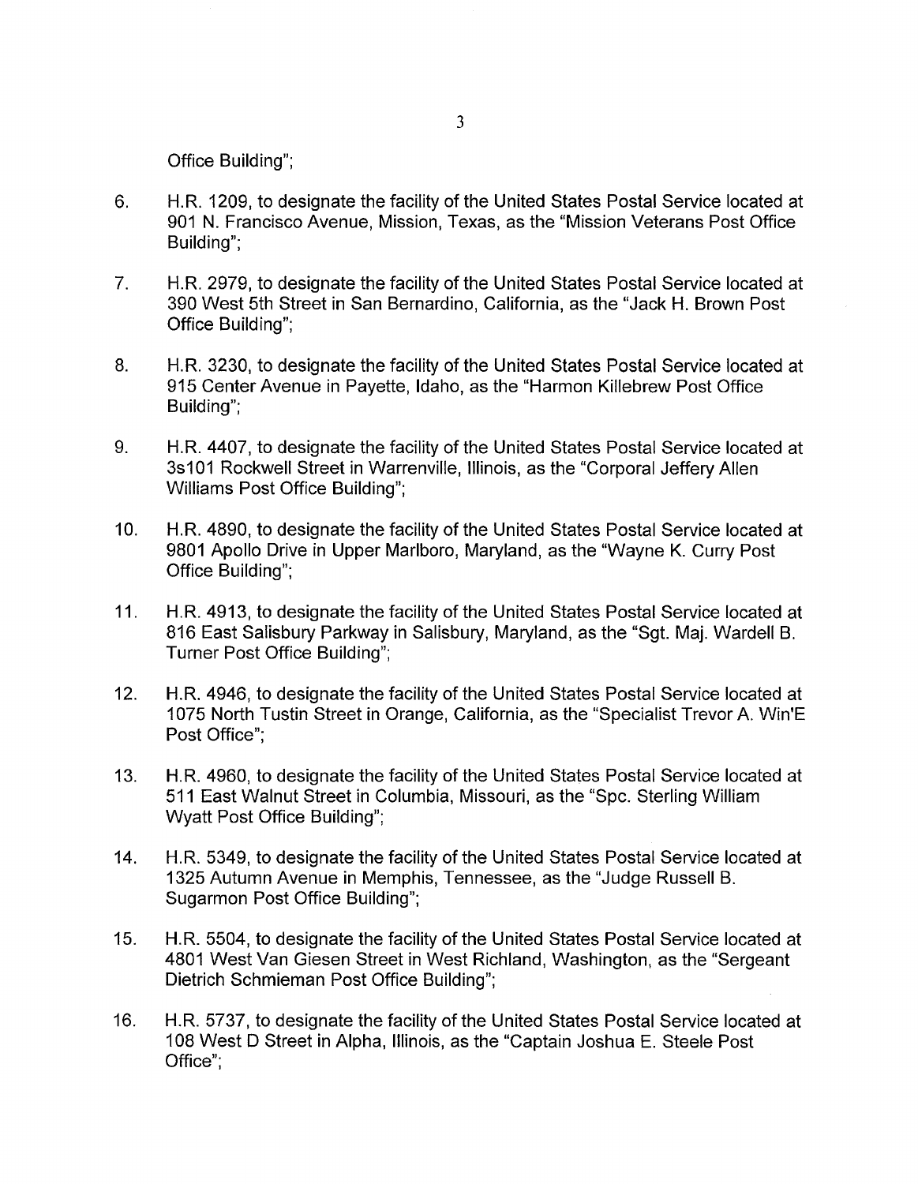Office Building";

6. H.R. 1209, to designate the facility of the United States Postal Service located at 901 N. Francisco Avenue, Mission, Texas, as the "Mission Veterans Post Office Building";

7. H.R. 2979, to designate the facility of the United States Postal Service located at 390 West 5th Street in San Bernardino, California, as the "Jack H. Brown Post Office Building";

8. H.R. 3230, to designate the facility of the United States Postal Service located at 915 Center Avenue in Payette, Idaho, as the "Harmon Killebrew Post Office Building";

9. H.R. 4407, to designate the facility of the United States Postal Service located at 3s101 Rockwell Street in Warrenville, Illinois, as the "Corporal Jeffery Allen Williams Post Office Building";

10. H.R. 4890, to designate the facility of the United States Postal Service located at 9801 Apollo Drive in Upper Marlboro, Maryland, as the "Wayne K. Curry Post Office Building";

11. H.R. 4913, to designate the facility of the United States Postal Service located at 816 East Salisbury Parkway in Salisbury, Maryland, as the "Sgt. Maj. Wardell B. Turner Post Office Building";

12. H.R. 4946, to designate the facility of the United States Postal Service located at 1075 North Tustin Street in Orange, California, as the "Specialist Trevor A. Win'E Post Office";

13. H.R. 4960, to designate the facility of the United States Postal Service located at 511 East Walnut Street in Columbia, Missouri, as the "Spc. Sterling William Wyatt Post Office Building";

14. H.R. 5349, to designate the facility of the United States Postal Service located at 1325 Autumn Avenue in Memphis, Tennessee, as the "Judge Russell B. Sugarmon Post Office Building";

15. H.R. 5504, to designate the facility of the United States Postal Service located at 4801 West Van Giesen Street in West Richland, Washington, as the "Sergeant Dietrich Schmieman Post Office Building";

16. H.R. 5737, to designate the facility of the United States Postal Service located at 108 West D Street in Alpha, Illinois, as the "Captain Joshua E. Steele Post Office";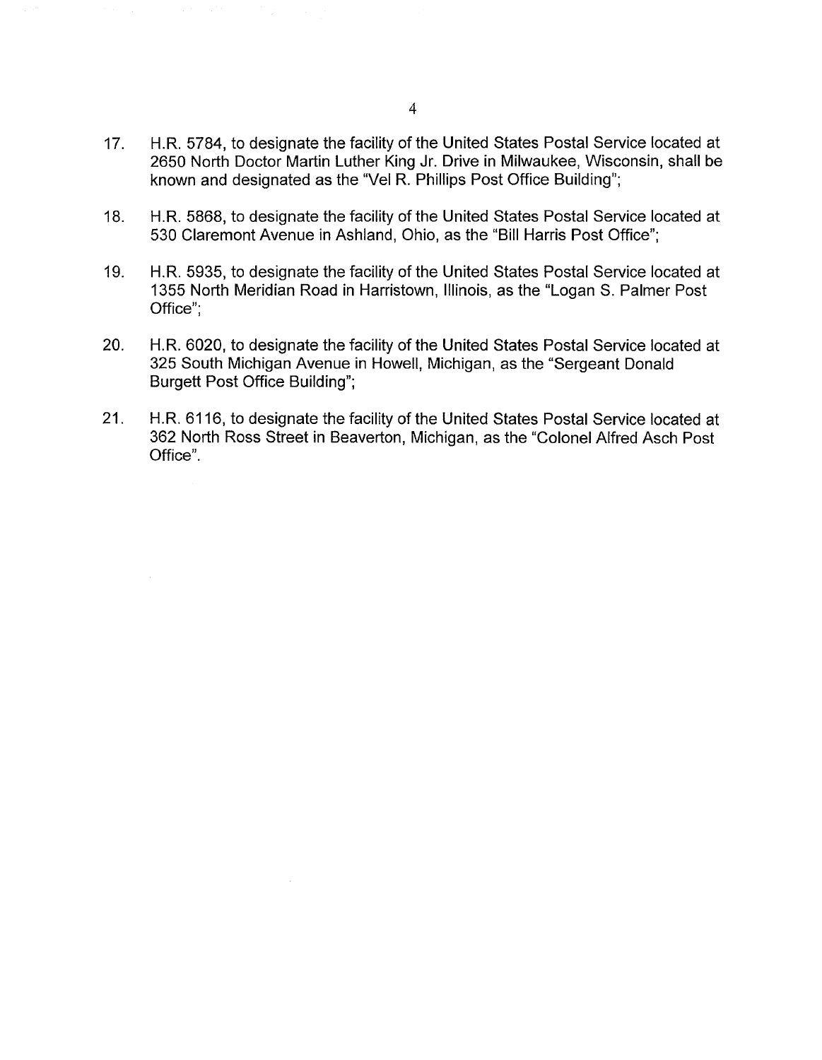17. H.R. 5784, to designate the facility of the United States Postal Service located at 2650 North Doctor Martin Luther King Jr. Drive in Milwaukee, Wisconsin, shall be known and designated as the "Vel R. Phillips Post Office Building";

18. H.R. 5868, to designate the facility of the United States Postal Service located at 530 Claremont Avenue in Ashland, Ohio, as the "Bill Harris Post Office";

19. H.R. 5935, to designate the facility of the United States Postal Service located at 1355 North Meridian Road in Harristown, Illinois, as the "Logan S. Palmer Post Office";

20. H.R. 6020, to designate the facility of the United States Postal Service located at 325 South Michigan Avenue in Howell, Michigan, as the "Sergeant Donald Burgett Post Office Building";

21. H.R. 6116, to designate the facility of the United States Postal Service located at 362 North Ross Street in Beaverton, Michigan, as the "Colonel Alfred Asch Post Office".